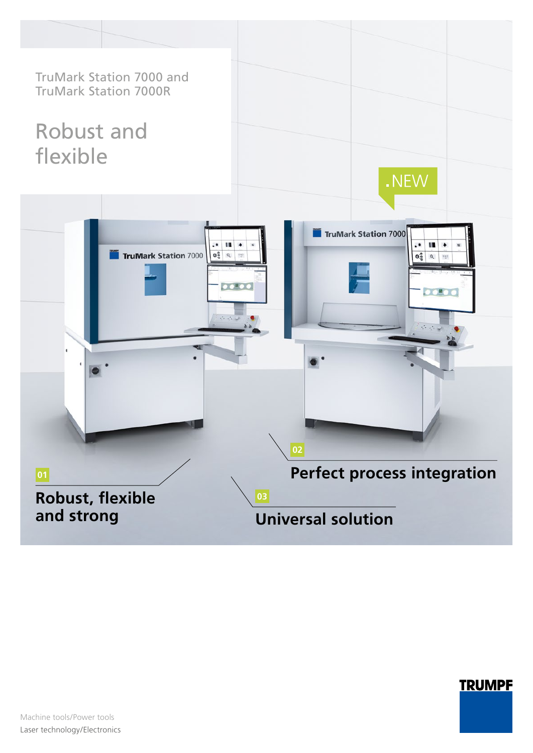TruMark Station 7000 and
TruMark Station 7000R

# Robust and flexible

.NEW

01

**Robust, flexible and strong**

02

**Perfect process integration**

03

**Universal solution**

TRUMPF

Machine tools/Power tools
Laser technology/Electronics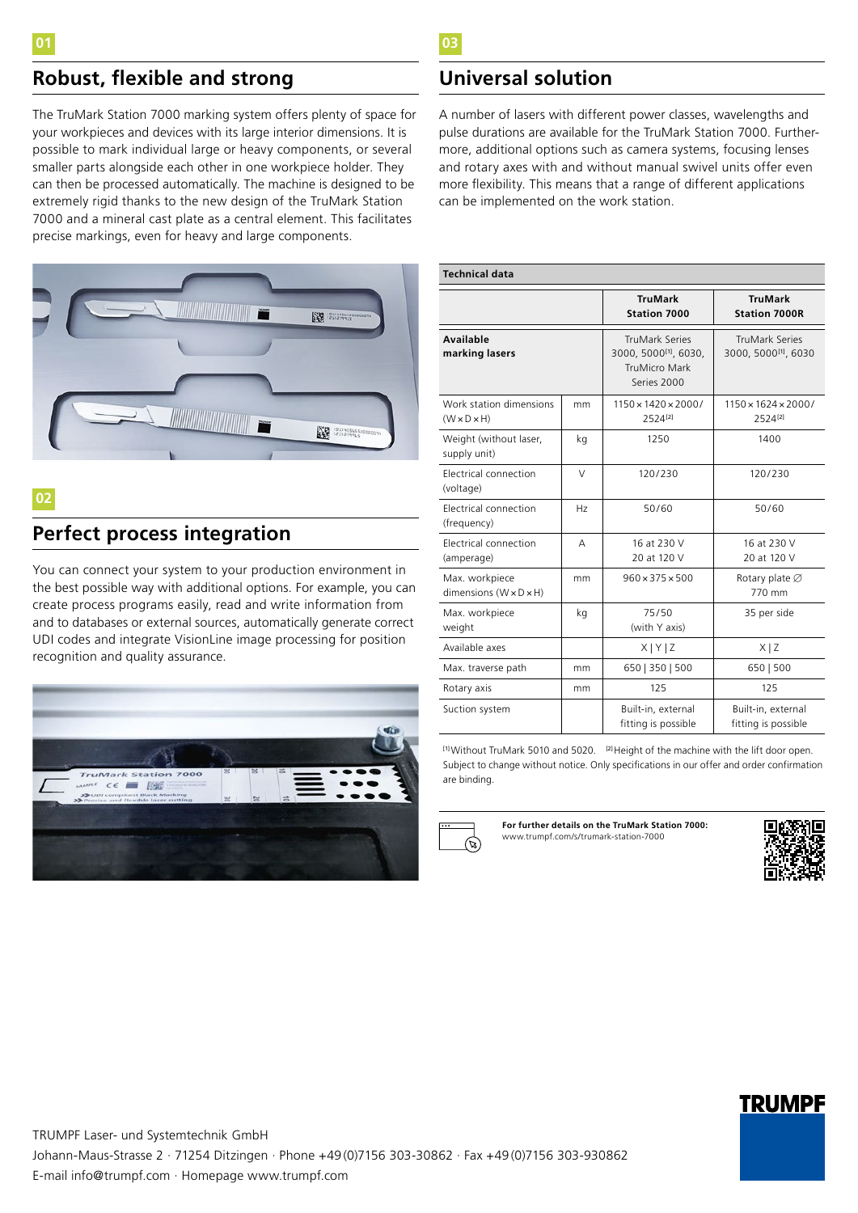## 01

## Robust, flexible and strong

The TruMark Station 7000 marking system offers plenty of space for your workpieces and devices with its large interior dimensions. It is possible to mark individual large or heavy components, or several smaller parts alongside each other in one workpiece holder. They can then be processed automatically. The machine is designed to be extremely rigid thanks to the new design of the TruMark Station 7000 and a mineral cast plate as a central element. This facilitates precise markings, even for heavy and large components.

## 02

## Perfect process integration

You can connect your system to your production environment in the best possible way with additional options. For example, you can create process programs easily, read and write information from and to databases or external sources, automatically generate correct UDI codes and integrate VisionLine image processing for position recognition and quality assurance.

## 03

## Universal solution

A number of lasers with different power classes, wavelengths and pulse durations are available for the TruMark Station 7000. Furthermore, additional options such as camera systems, focusing lenses and rotary axes with and without manual swivel units offer even more flexibility. This means that a range of different applications can be implemented on the work station.

**Technical data**

| | | TruMark Station 7000 | TruMark Station 7000R |
|---|---|---|---|
| **Available marking lasers** | | TruMark Series 3000, 5000[1], 6030, TruMicro Mark Series 2000 | TruMark Series 3000, 5000[1], 6030 |
| Work station dimensions (W × D × H) | mm | 1150 × 1420 × 2000/2524[2] | 1150 × 1624 × 2000/2524[2] |
| Weight (without laser, supply unit) | kg | 1250 | 1400 |
| Electrical connection (voltage) | V | 120/230 | 120/230 |
| Electrical connection (frequency) | Hz | 50/60 | 50/60 |
| Electrical connection (amperage) | A | 16 at 230 V<br>20 at 120 V | 16 at 230 V<br>20 at 120 V |
| Max. workpiece dimensions (W × D × H) | mm | 960 × 375 × 500 | Rotary plate ∅ 770 mm |
| Max. workpiece weight | kg | 75/50 (with Y axis) | 35 per side |
| Available axes | | X \| Y \| Z | X \| Z |
| Max. traverse path | mm | 650 \| 350 \| 500 | 650 \| 500 |
| Rotary axis | mm | 125 | 125 |
| Suction system | | Built-in, external fitting is possible | Built-in, external fitting is possible |

[1] Without TruMark 5010 and 5020. [2] Height of the machine with the lift door open.
Subject to change without notice. Only specifications in our offer and order confirmation are binding.

**For further details on the TruMark Station 7000:**
www.trumpf.com/s/trumark-station-7000

TRUMPF

TRUMPF Laser- und Systemtechnik GmbH
Johann-Maus-Strasse 2 · 71254 Ditzingen · Phone +49 (0)7156 303-30862 · Fax +49 (0)7156 303-930862
E-mail info@trumpf.com · Homepage www.trumpf.com